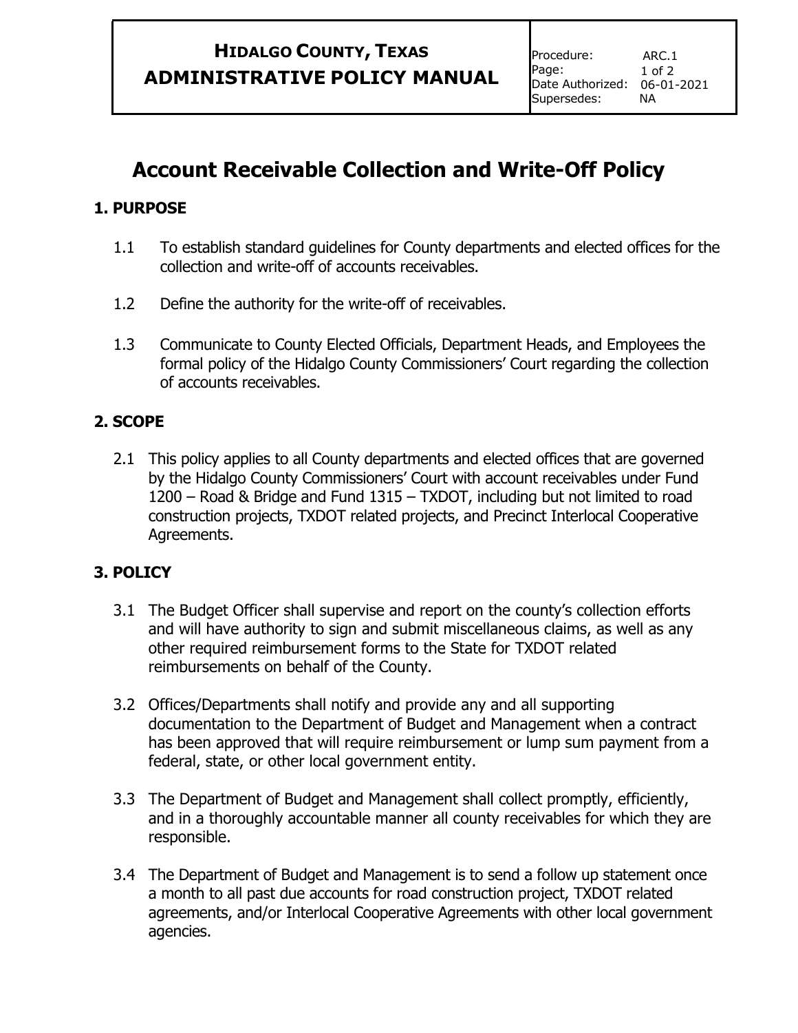| HIDALGO COUNTY, TEXAS ADMINISTRATIVE POLICY MANUAL | Procedure: ARC.1<br>Date Authorized: 06-01-2021<br>Supersedes: NA |
|---|---|

# Account Receivable Collection and Write-Off Policy

## 1. PURPOSE

1.1 To establish standard guidelines for County departments and elected offices for the collection and write-off of accounts receivables.

1.2 Define the authority for the write-off of receivables.

1.3 Communicate to County Elected Officials, Department Heads, and Employees the formal policy of the Hidalgo County Commissioners' Court regarding the collection of accounts receivables.

## 2. SCOPE

2.1 This policy applies to all County departments and elected offices that are governed by the Hidalgo County Commissioners' Court with account receivables under Fund 1200 – Road & Bridge and Fund 1315 – TXDOT, including but not limited to road construction projects, TXDOT related projects, and Precinct Interlocal Cooperative Agreements.

## 3. POLICY

3.1 The Budget Officer shall supervise and report on the county's collection efforts and will have authority to sign and submit miscellaneous claims, as well as any other required reimbursement forms to the State for TXDOT related reimbursements on behalf of the County.

3.2 Offices/Departments shall notify and provide any and all supporting documentation to the Department of Budget and Management when a contract has been approved that will require reimbursement or lump sum payment from a federal, state, or other local government entity.

3.3 The Department of Budget and Management shall collect promptly, efficiently, and in a thoroughly accountable manner all county receivables for which they are responsible.

3.4 The Department of Budget and Management is to send a follow up statement once a month to all past due accounts for road construction project, TXDOT related agreements, and/or Interlocal Cooperative Agreements with other local government agencies.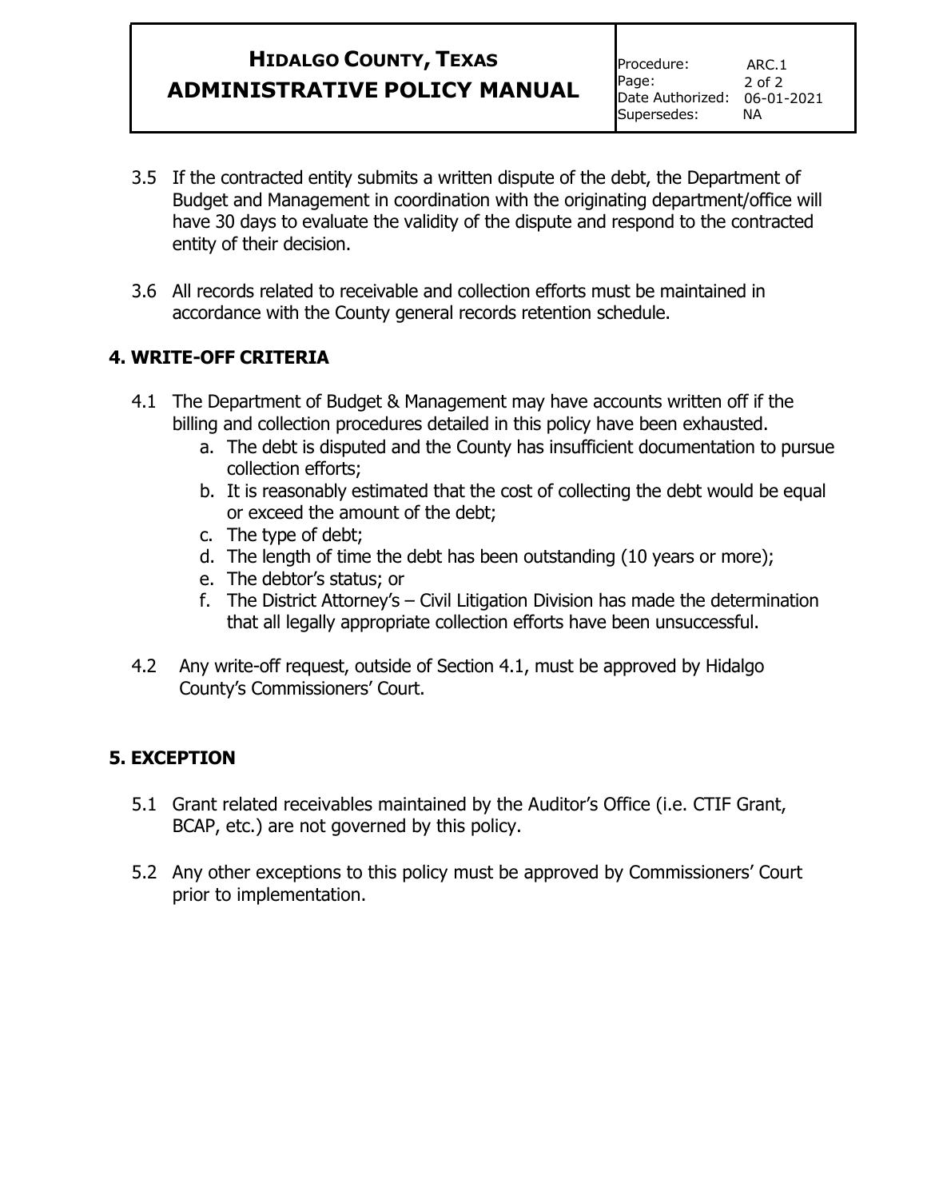3.5 If the contracted entity submits a written dispute of the debt, the Department of Budget and Management in coordination with the originating department/office will have 30 days to evaluate the validity of the dispute and respond to the contracted entity of their decision.

3.6 All records related to receivable and collection efforts must be maintained in accordance with the County general records retention schedule.

## 4. WRITE-OFF CRITERIA

4.1 The Department of Budget & Management may have accounts written off if the billing and collection procedures detailed in this policy have been exhausted.

   a. The debt is disputed and the County has insufficient documentation to pursue collection efforts;
   b. It is reasonably estimated that the cost of collecting the debt would be equal or exceed the amount of the debt;
   c. The type of debt;
   d. The length of time the debt has been outstanding (10 years or more);
   e. The debtor's status; or
   f. The District Attorney's – Civil Litigation Division has made the determination that all legally appropriate collection efforts have been unsuccessful.

4.2 Any write-off request, outside of Section 4.1, must be approved by Hidalgo County's Commissioners' Court.

## 5. EXCEPTION

5.1 Grant related receivables maintained by the Auditor's Office (i.e. CTIF Grant, BCAP, etc.) are not governed by this policy.

5.2 Any other exceptions to this policy must be approved by Commissioners' Court prior to implementation.